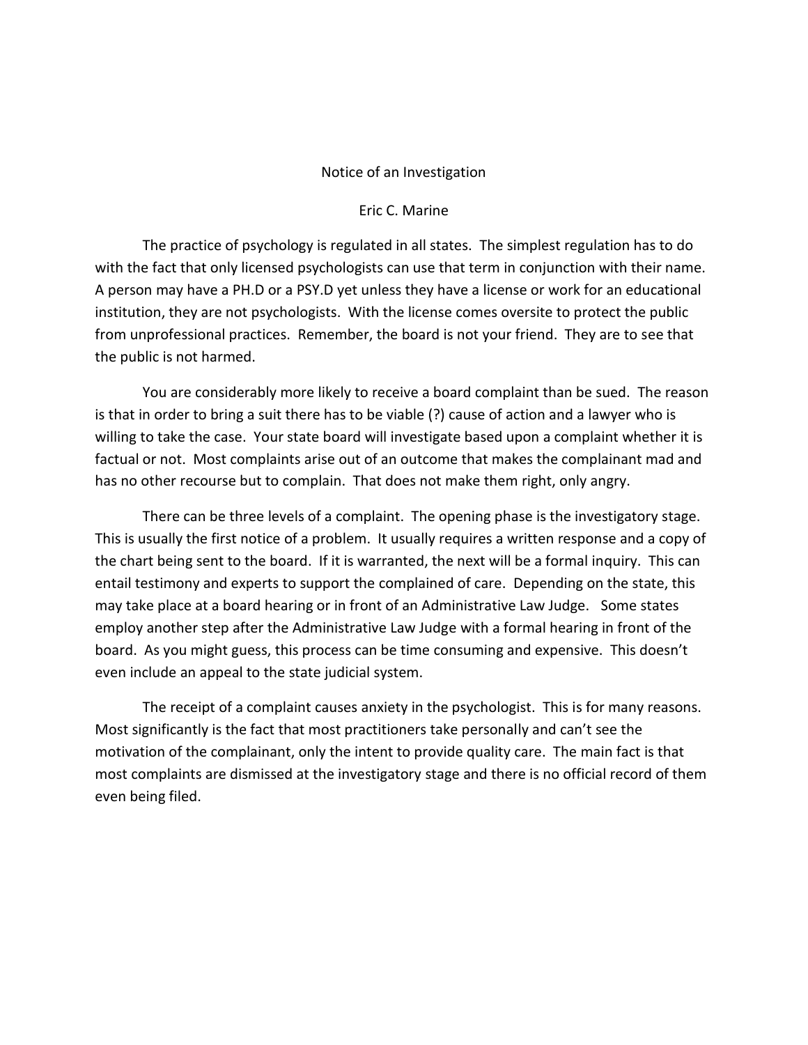# Notice of an Investigation

Eric C. Marine

The practice of psychology is regulated in all states. The simplest regulation has to do with the fact that only licensed psychologists can use that term in conjunction with their name. A person may have a PH.D or a PSY.D yet unless they have a license or work for an educational institution, they are not psychologists. With the license comes oversite to protect the public from unprofessional practices. Remember, the board is not your friend. They are to see that the public is not harmed.

You are considerably more likely to receive a board complaint than be sued. The reason is that in order to bring a suit there has to be viable (?) cause of action and a lawyer who is willing to take the case. Your state board will investigate based upon a complaint whether it is factual or not. Most complaints arise out of an outcome that makes the complainant mad and has no other recourse but to complain. That does not make them right, only angry.

There can be three levels of a complaint. The opening phase is the investigatory stage. This is usually the first notice of a problem. It usually requires a written response and a copy of the chart being sent to the board. If it is warranted, the next will be a formal inquiry. This can entail testimony and experts to support the complained of care. Depending on the state, this may take place at a board hearing or in front of an Administrative Law Judge. Some states employ another step after the Administrative Law Judge with a formal hearing in front of the board. As you might guess, this process can be time consuming and expensive. This doesn't even include an appeal to the state judicial system.

The receipt of a complaint causes anxiety in the psychologist. This is for many reasons. Most significantly is the fact that most practitioners take personally and can't see the motivation of the complainant, only the intent to provide quality care. The main fact is that most complaints are dismissed at the investigatory stage and there is no official record of them even being filed.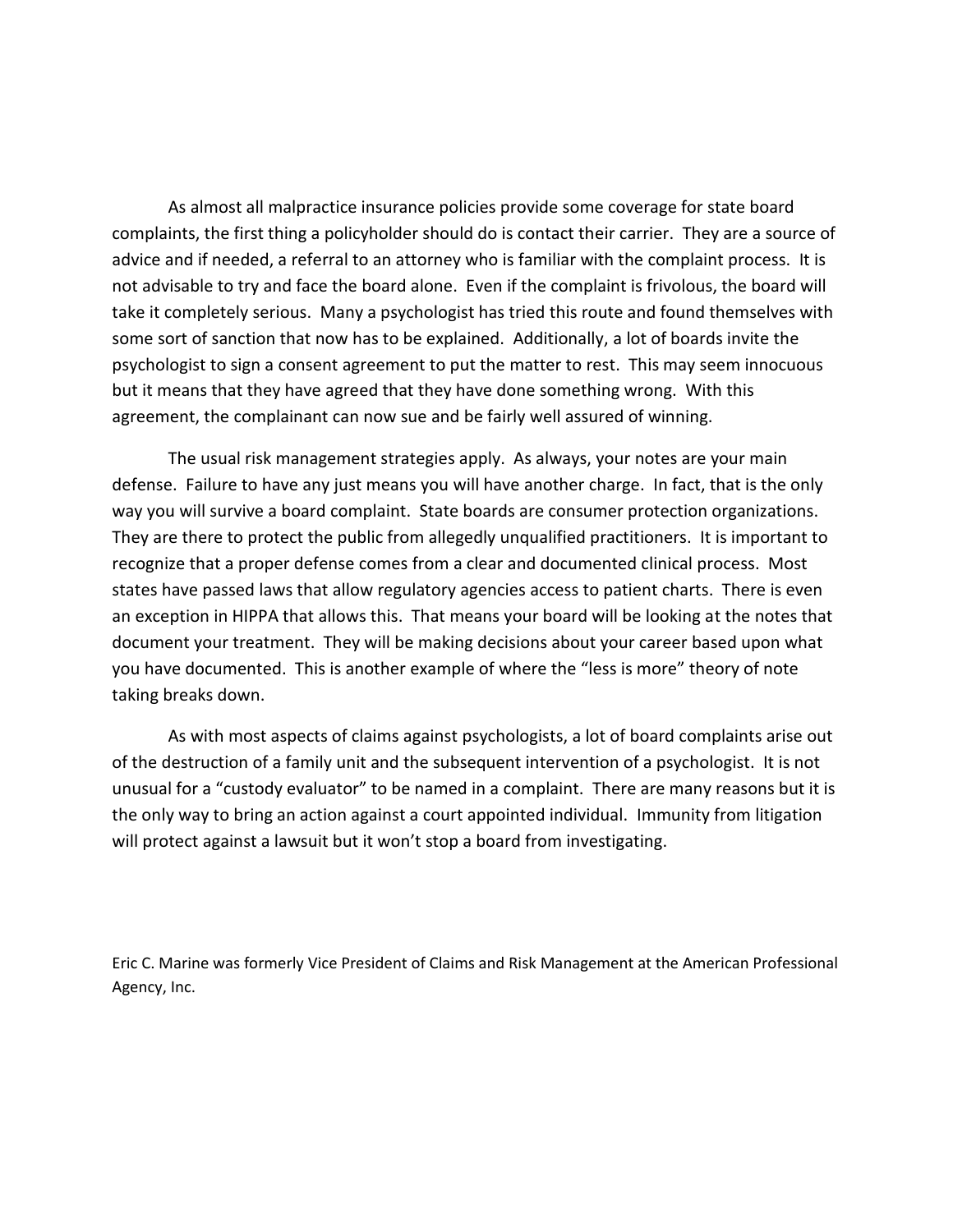As almost all malpractice insurance policies provide some coverage for state board complaints, the first thing a policyholder should do is contact their carrier. They are a source of advice and if needed, a referral to an attorney who is familiar with the complaint process. It is not advisable to try and face the board alone. Even if the complaint is frivolous, the board will take it completely serious. Many a psychologist has tried this route and found themselves with some sort of sanction that now has to be explained. Additionally, a lot of boards invite the psychologist to sign a consent agreement to put the matter to rest. This may seem innocuous but it means that they have agreed that they have done something wrong. With this agreement, the complainant can now sue and be fairly well assured of winning.

The usual risk management strategies apply. As always, your notes are your main defense. Failure to have any just means you will have another charge. In fact, that is the only way you will survive a board complaint. State boards are consumer protection organizations. They are there to protect the public from allegedly unqualified practitioners. It is important to recognize that a proper defense comes from a clear and documented clinical process. Most states have passed laws that allow regulatory agencies access to patient charts. There is even an exception in HIPPA that allows this. That means your board will be looking at the notes that document your treatment. They will be making decisions about your career based upon what you have documented. This is another example of where the "less is more" theory of note taking breaks down.

As with most aspects of claims against psychologists, a lot of board complaints arise out of the destruction of a family unit and the subsequent intervention of a psychologist. It is not unusual for a "custody evaluator" to be named in a complaint. There are many reasons but it is the only way to bring an action against a court appointed individual. Immunity from litigation will protect against a lawsuit but it won't stop a board from investigating.

Eric C. Marine was formerly Vice President of Claims and Risk Management at the American Professional Agency, Inc.